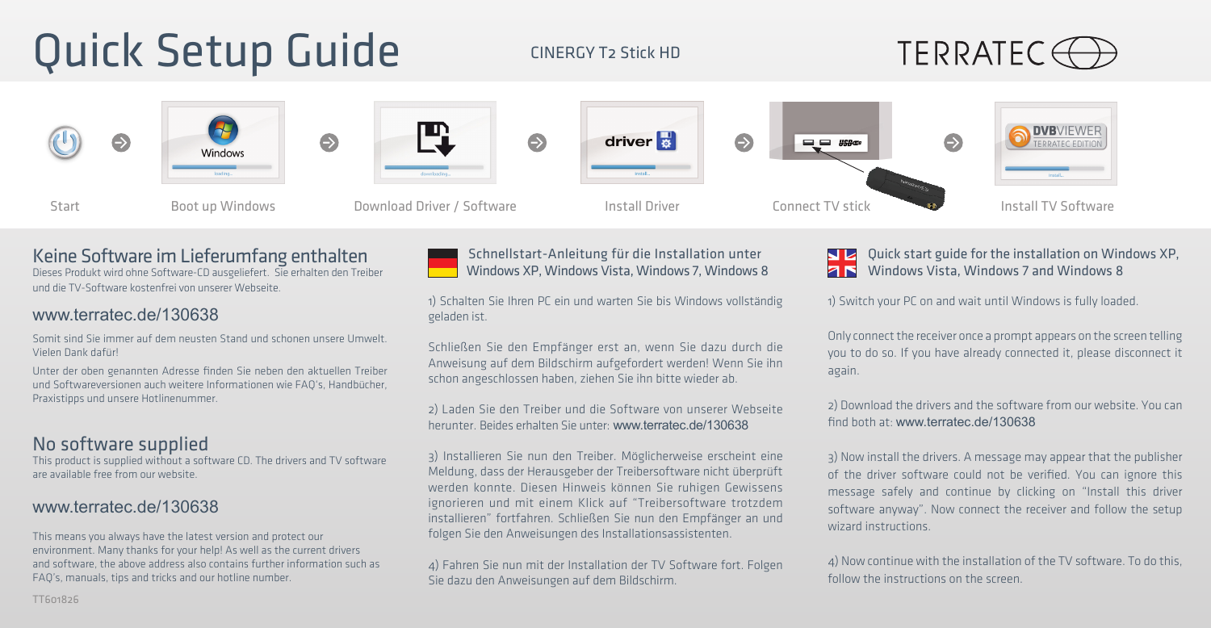# Quick Setup Guide

CINERGY T2 Stick HD

TERRATEC

Start → Boot up Windows → Download Driver / Software → Install Driver → Connect TV stick → Install TV Software

## Keine Software im Lieferumfang enthalten

Dieses Produkt wird ohne Software-CD ausgeliefert. Sie erhalten den Treiber und die TV-Software kostenfrei von unserer Webseite.

### www.terratec.de/130638

Somit sind Sie immer auf dem neusten Stand und schonen unsere Umwelt. Vielen Dank dafür!

Unter der oben genannten Adresse finden Sie neben den aktuellen Treiber und Softwareversionen auch weitere Informationen wie FAQ's, Handbücher, Praxistipps und unsere Hotlinenummer.

## No software supplied

This product is supplied without a software CD. The drivers and TV software are available free from our website.

### www.terratec.de/130638

This means you always have the latest version and protect our environment. Many thanks for your help! As well as the current drivers and software, the above address also contains further information such as FAQ's, manuals, tips and tricks and our hotline number.

TT601826

## Schnellstart-Anleitung für die Installation unter Windows XP, Windows Vista, Windows 7, Windows 8

1) Schalten Sie Ihren PC ein und warten Sie bis Windows vollständig geladen ist.

Schließen Sie den Empfänger erst an, wenn Sie dazu durch die Anweisung auf dem Bildschirm aufgefordert werden! Wenn Sie ihn schon angeschlossen haben, ziehen Sie ihn bitte wieder ab.

2) Laden Sie den Treiber und die Software von unserer Webseite herunter. Beides erhalten Sie unter: www.terratec.de/130638

3) Installieren Sie nun den Treiber. Möglicherweise erscheint eine Meldung, dass der Herausgeber der Treibersoftware nicht überprüft werden konnte. Diesen Hinweis können Sie ruhigen Gewissens ignorieren und mit einem Klick auf "Treibersoftware trotzdem installieren" fortfahren. Schließen Sie nun den Empfänger an und folgen Sie den Anweisungen des Installationsassistenten.

4) Fahren Sie nun mit der Installation der TV Software fort. Folgen Sie dazu den Anweisungen auf dem Bildschirm.

## Quick start guide for the installation on Windows XP, Windows Vista, Windows 7 and Windows 8

1) Switch your PC on and wait until Windows is fully loaded.

Only connect the receiver once a prompt appears on the screen telling you to do so. If you have already connected it, please disconnect it again.

2) Download the drivers and the software from our website. You can find both at: www.terratec.de/130638

3) Now install the drivers. A message may appear that the publisher of the driver software could not be verified. You can ignore this message safely and continue by clicking on "Install this driver software anyway". Now connect the receiver and follow the setup wizard instructions.

4) Now continue with the installation of the TV software. To do this, follow the instructions on the screen.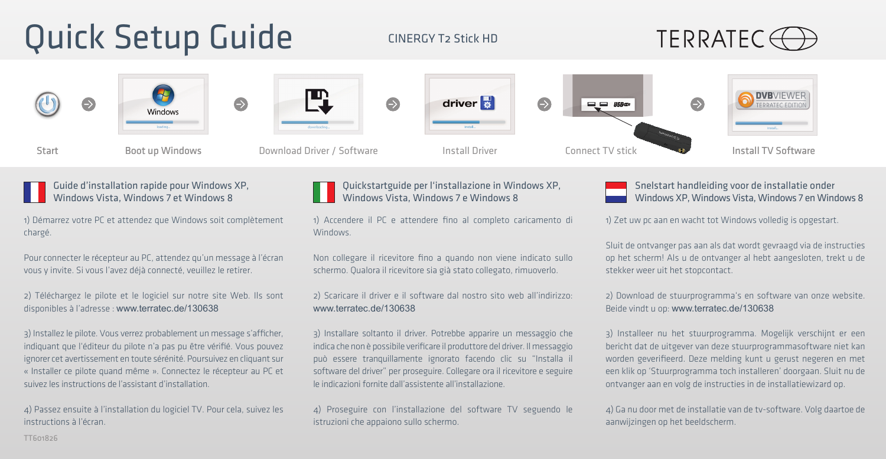# Quick Setup Guide

CINERGY T2 Stick HD

TERRATEC

Start → Boot up Windows → Download Driver / Software → Install Driver → Connect TV stick → Install TV Software

## Guide d'installation rapide pour Windows XP, Windows Vista, Windows 7 et Windows 8

1) Démarrez votre PC et attendez que Windows soit complètement chargé.

Pour connecter le récepteur au PC, attendez qu'un message à l'écran vous y invite. Si vous l'avez déjà connecté, veuillez le retirer.

2) Téléchargez le pilote et le logiciel sur notre site Web. Ils sont disponibles à l'adresse : www.terratec.de/130638

3) Installez le pilote. Vous verrez probablement un message s'afficher, indiquant que l'éditeur du pilote n'a pas pu être vérifié. Vous pouvez ignorer cet avertissement en toute sérénité. Poursuivez en cliquant sur « Installer ce pilote quand même ». Connectez le récepteur au PC et suivez les instructions de l'assistant d'installation.

4) Passez ensuite à l'installation du logiciel TV. Pour cela, suivez les instructions à l'écran.

## Quickstartguide per l'installazione in Windows XP, Windows Vista, Windows 7 e Windows 8

1) Accendere il PC e attendere fino al completo caricamento di Windows.

Non collegare il ricevitore fino a quando non viene indicato sullo schermo. Qualora il ricevitore sia già stato collegato, rimuoverlo.

2) Scaricare il driver e il software dal nostro sito web all'indirizzo: www.terratec.de/130638

3) Installare soltanto il driver. Potrebbe apparire un messaggio che indica che non è possibile verificare il produttore del driver. Il messaggio può essere tranquillamente ignorato facendo clic su "Installa il software del driver" per proseguire. Collegare ora il ricevitore e seguire le indicazioni fornite dall'assistente all'installazione.

4) Proseguire con l'installazione del software TV seguendo le istruzioni che appaiono sullo schermo.

## Snelstart handleiding voor de installatie onder Windows XP, Windows Vista, Windows 7 en Windows 8

1) Zet uw pc aan en wacht tot Windows volledig is opgestart.

Sluit de ontvanger pas aan als dat wordt gevraagd via de instructies op het scherm! Als u de ontvanger al hebt aangesloten, trekt u de stekker weer uit het stopcontact.

2) Download de stuurprogramma's en software van onze website. Beide vindt u op: www.terratec.de/130638

3) Installeer nu het stuurprogramma. Mogelijk verschijnt er een bericht dat de uitgever van deze stuurprogrammasoftware niet kan worden geverifieerd. Deze melding kunt u gerust negeren en met een klik op 'Stuurprogramma toch installeren' doorgaan. Sluit nu de ontvanger aan en volg de instructies in de installatiewizard op.

4) Ga nu door met de installatie van de tv-software. Volg daartoe de aanwijzingen op het beeldscherm.

TT601826